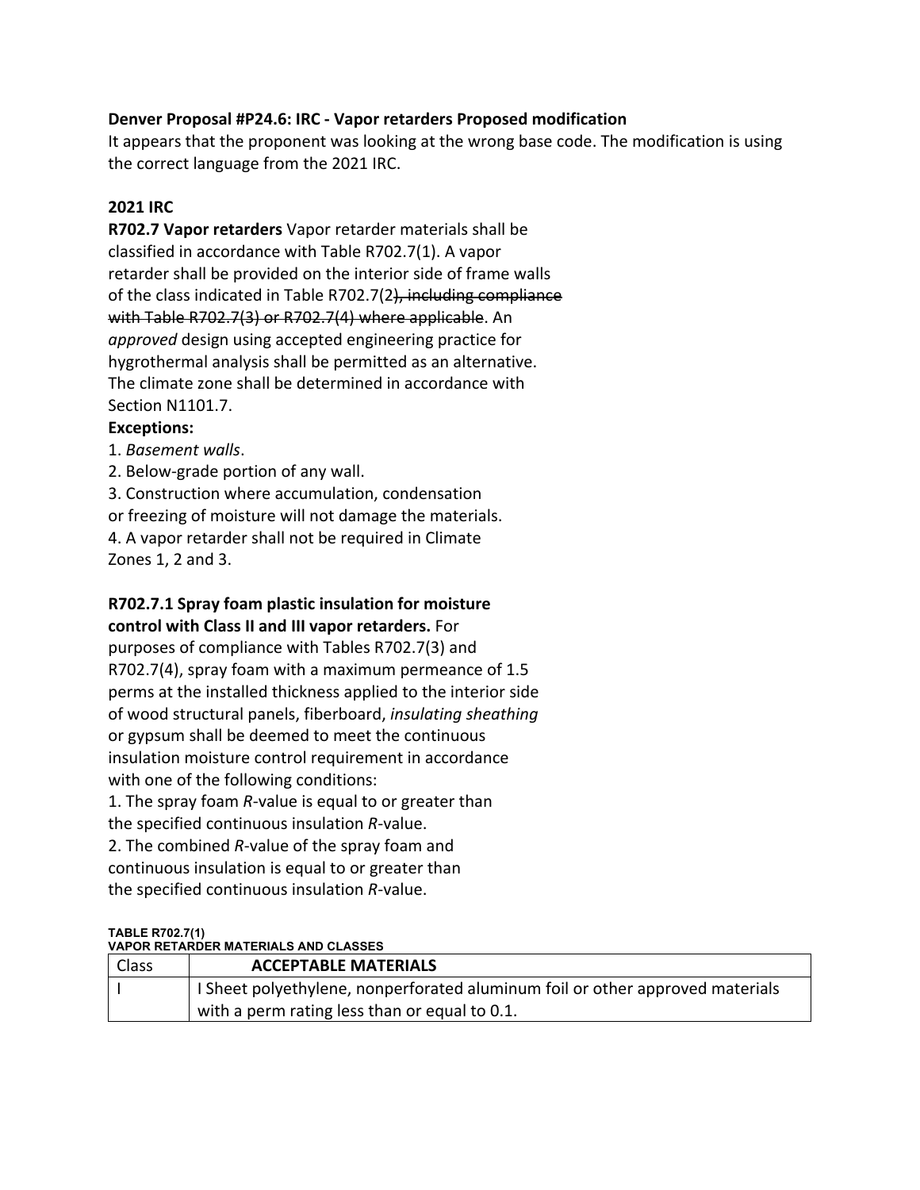**Denver Proposal #P24.6: IRC - Vapor retarders Proposed modification**
It appears that the proponent was looking at the wrong base code. The modification is using the correct language from the 2021 IRC.

**2021 IRC**
**R702.7 Vapor retarders** Vapor retarder materials shall be classified in accordance with Table R702.7(1). A vapor retarder shall be provided on the interior side of frame walls of the class indicated in Table R702.7(2~~), including compliance with Table R702.7(3) or R702.7(4) where applicable~~. An *approved* design using accepted engineering practice for hygrothermal analysis shall be permitted as an alternative. The climate zone shall be determined in accordance with Section N1101.7.

**Exceptions:**

1. *Basement walls*.
2. Below-grade portion of any wall.
3. Construction where accumulation, condensation or freezing of moisture will not damage the materials.
4. A vapor retarder shall not be required in Climate Zones 1, 2 and 3.

**R702.7.1 Spray foam plastic insulation for moisture control with Class II and III vapor retarders.** For purposes of compliance with Tables R702.7(3) and R702.7(4), spray foam with a maximum permeance of 1.5 perms at the installed thickness applied to the interior side of wood structural panels, fiberboard, *insulating sheathing* or gypsum shall be deemed to meet the continuous insulation moisture control requirement in accordance with one of the following conditions:

1. The spray foam *R*-value is equal to or greater than the specified continuous insulation *R*-value.
2. The combined *R*-value of the spray foam and continuous insulation is equal to or greater than the specified continuous insulation *R*-value.

**TABLE R702.7(1)**
**VAPOR RETARDER MATERIALS AND CLASSES**

| Class | **ACCEPTABLE MATERIALS** |
|---|---|
| I | I Sheet polyethylene, nonperforated aluminum foil or other approved materials with a perm rating less than or equal to 0.1. |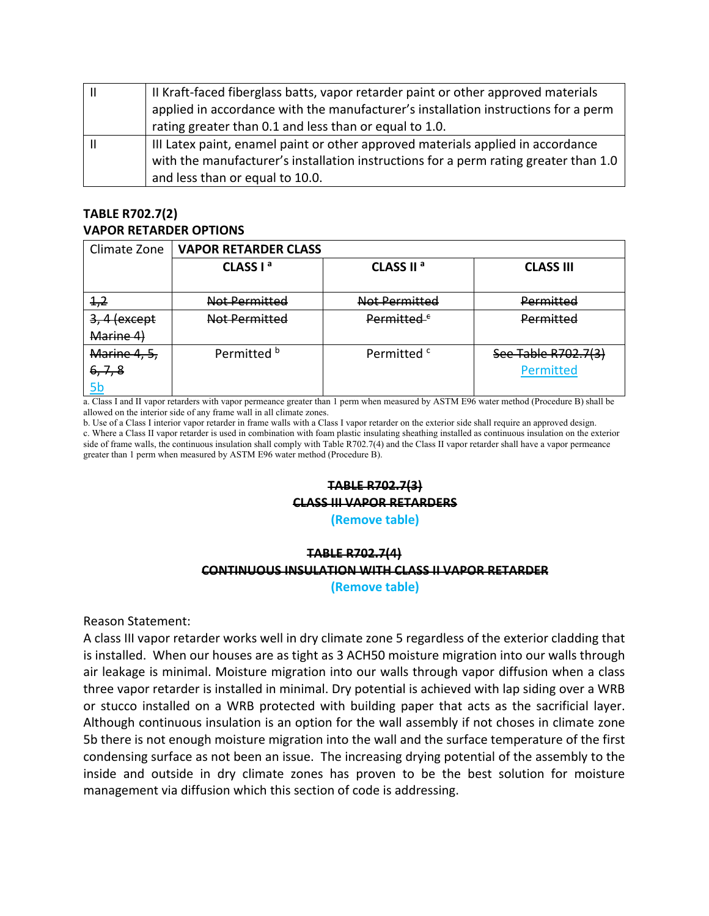| | |
|---|---|
| II | II Kraft-faced fiberglass batts, vapor retarder paint or other approved materials applied in accordance with the manufacturer's installation instructions for a perm rating greater than 0.1 and less than or equal to 1.0. |
| II | III Latex paint, enamel paint or other approved materials applied in accordance with the manufacturer's installation instructions for a perm rating greater than 1.0 and less than or equal to 10.0. |

**TABLE R702.7(2)**
**VAPOR RETARDER OPTIONS**

| Climate Zone | VAPOR RETARDER CLASS | | |
|---|---|---|---|
| | **CLASS I [a]** | **CLASS II [a]** | **CLASS III** |
| ~~1,2~~ | ~~Not Permitted~~ | ~~Not Permitted~~ | ~~Permitted~~ |
| ~~3, 4 (except Marine 4)~~ | ~~Not Permitted~~ | ~~Permitted [c]~~ | ~~Permitted~~ |
| ~~Marine 4, 5, 6, 7, 8~~ 5b | Permitted [b] | Permitted [c] | ~~See Table R702.7(3)~~ Permitted |

a. Class I and II vapor retarders with vapor permeance greater than 1 perm when measured by ASTM E96 water method (Procedure B) shall be allowed on the interior side of any frame wall in all climate zones.

b. Use of a Class I interior vapor retarder in frame walls with a Class I vapor retarder on the exterior side shall require an approved design.

c. Where a Class II vapor retarder is used in combination with foam plastic insulating sheathing installed as continuous insulation on the exterior side of frame walls, the continuous insulation shall comply with Table R702.7(4) and the Class II vapor retarder shall have a vapor permeance greater than 1 perm when measured by ASTM E96 water method (Procedure B).

**~~TABLE R702.7(3)~~**
**~~CLASS III VAPOR RETARDERS~~**
**(Remove table)**

**~~TABLE R702.7(4)~~**
**~~CONTINUOUS INSULATION WITH CLASS II VAPOR RETARDER~~**
**(Remove table)**

Reason Statement:

A class III vapor retarder works well in dry climate zone 5 regardless of the exterior cladding that is installed. When our houses are as tight as 3 ACH50 moisture migration into our walls through air leakage is minimal. Moisture migration into our walls through vapor diffusion when a class three vapor retarder is installed in minimal. Dry potential is achieved with lap siding over a WRB or stucco installed on a WRB protected with building paper that acts as the sacrificial layer. Although continuous insulation is an option for the wall assembly if not choses in climate zone 5b there is not enough moisture migration into the wall and the surface temperature of the first condensing surface as not been an issue. The increasing drying potential of the assembly to the inside and outside in dry climate zones has proven to be the best solution for moisture management via diffusion which this section of code is addressing.